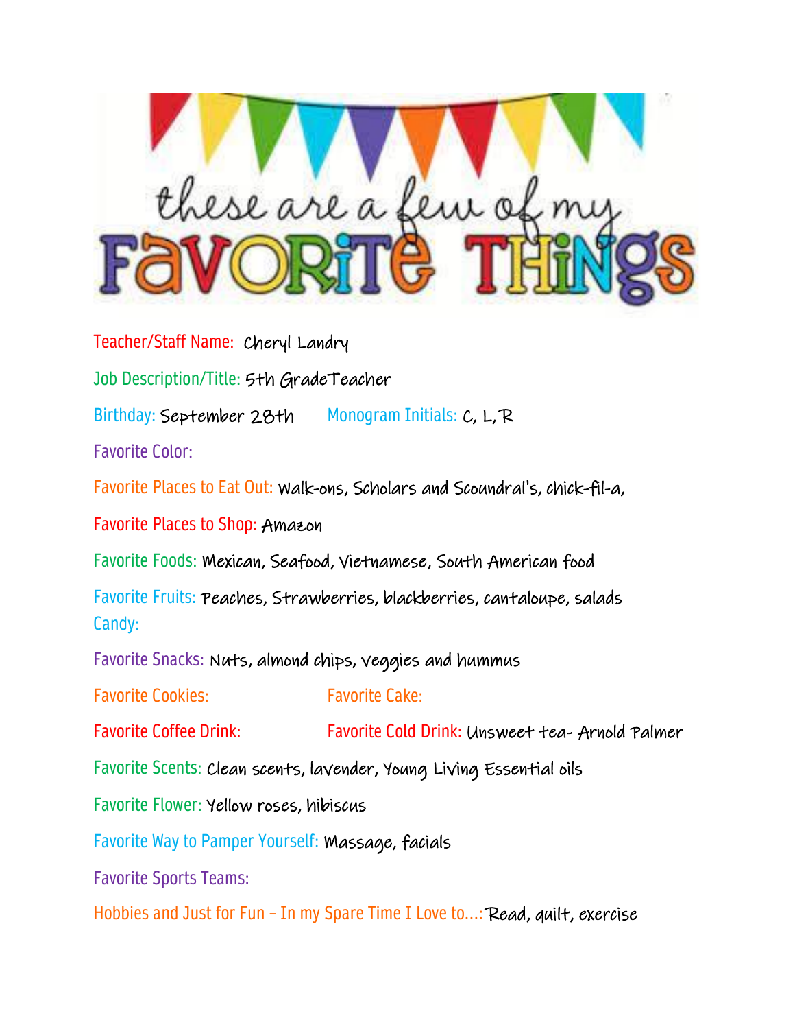# these are a few of my FAVORITE THINGS

Teacher/Staff Name: Cheryl Landry

Job Description/Title: 5th GradeTeacher

Birthday: September 28th Monogram Initials: C, L, R

Favorite Color:

Favorite Places to Eat Out: walk-ons, Scholars and Scoundral's, chick-fil-a,

Favorite Places to Shop: Amazon

Favorite Foods: Mexican, Seafood, Vietnamese, South American food

Favorite Fruits: Peaches, Strawberries, blackberries, cantaloupe, salads

Candy:

Favorite Snacks: Nuts, almond chips, veggies and hummus

Favorite Cookies: Favorite Cake:

Favorite Coffee Drink: Favorite Cold Drink: Unsweet tea- Arnold Palmer

Favorite Scents: Clean scents, lavender, Young Living Essential oils

Favorite Flower: Yellow roses, hibiscus

Favorite Way to Pamper Yourself: Massage, facials

Favorite Sports Teams:

Hobbies and Just for Fun – In my Spare Time I Love to...: Read, quilt, exercise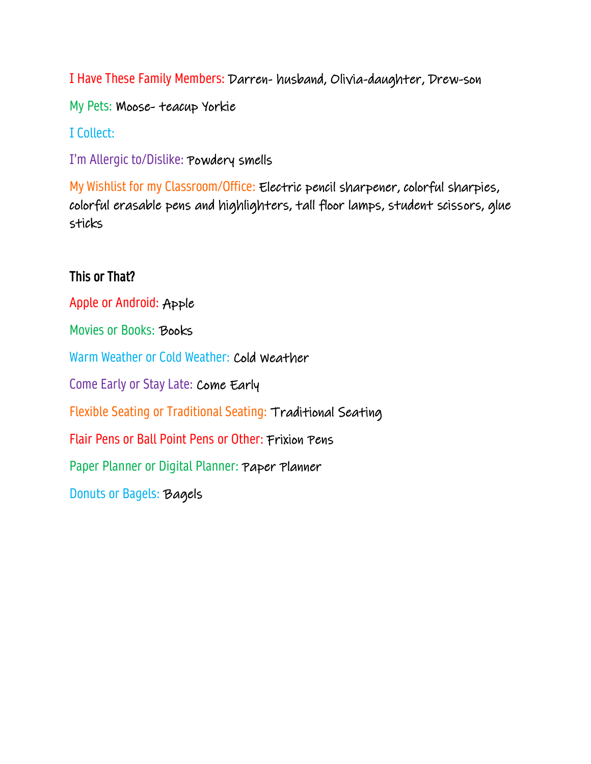I Have These Family Members: Darren- husband, Olivia-daughter, Drew-son

My Pets: Moose- teacup Yorkie

I Collect:

I'm Allergic to/Dislike: Powdery smells

My Wishlist for my Classroom/Office: Electric pencil sharpener, colorful sharpies, colorful erasable pens and highlighters, tall floor lamps, student scissors, glue sticks

**This or That?**

Apple or Android: Apple

Movies or Books: Books

Warm Weather or Cold Weather: Cold Weather

Come Early or Stay Late: Come Early

Flexible Seating or Traditional Seating: Traditional Seating

Flair Pens or Ball Point Pens or Other: Frixion Pens

Paper Planner or Digital Planner: Paper Planner

Donuts or Bagels: Bagels